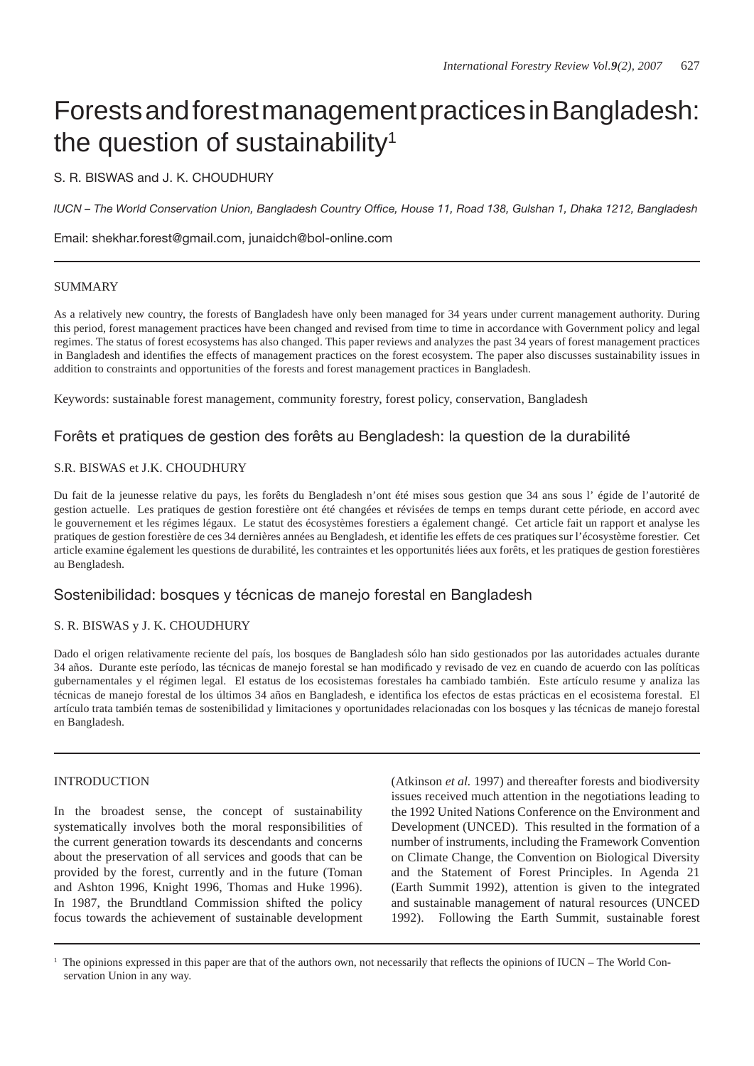# Forests and forest management practices in Bangladesh: the question of sustainability[1]

S. R. BISWAS and J. K. CHOUDHURY

*IUCN – The World Conservation Union, Bangladesh Country Office, House 11, Road 138, Gulshan 1, Dhaka 1212, Bangladesh*

Email: shekhar.forest@gmail.com, junaidch@bol-online.com

## SUMMARY

As a relatively new country, the forests of Bangladesh have only been managed for 34 years under current management authority. During this period, forest management practices have been changed and revised from time to time in accordance with Government policy and legal regimes. The status of forest ecosystems has also changed. This paper reviews and analyzes the past 34 years of forest management practices in Bangladesh and identifies the effects of management practices on the forest ecosystem. The paper also discusses sustainability issues in addition to constraints and opportunities of the forests and forest management practices in Bangladesh.

Keywords: sustainable forest management, community forestry, forest policy, conservation, Bangladesh

## Forêts et pratiques de gestion des forêts au Bengladesh: la question de la durabilité

S.R. BISWAS et J.K. CHOUDHURY

Du fait de la jeunesse relative du pays, les forêts du Bengladesh n'ont été mises sous gestion que 34 ans sous l' égide de l'autorité de gestion actuelle. Les pratiques de gestion forestière ont été changées et révisées de temps en temps durant cette période, en accord avec le gouvernement et les régimes légaux. Le statut des écosystèmes forestiers a également changé. Cet article fait un rapport et analyse les pratiques de gestion forestière de ces 34 dernières années au Bengladesh, et identifie les effets de ces pratiques sur l'écosystème forestier. Cet article examine également les questions de durabilité, les contraintes et les opportunités liées aux forêts, et les pratiques de gestion forestières au Bengladesh.

## Sostenibilidad: bosques y técnicas de manejo forestal en Bangladesh

S. R. BISWAS y J. K. CHOUDHURY

Dado el origen relativamente reciente del país, los bosques de Bangladesh sólo han sido gestionados por las autoridades actuales durante 34 años. Durante este período, las técnicas de manejo forestal se han modificado y revisado de vez en cuando de acuerdo con las políticas gubernamentales y el régimen legal. El estatus de los ecosistemas forestales ha cambiado también. Este artículo resume y analiza las técnicas de manejo forestal de los últimos 34 años en Bangladesh, e identifica los efectos de estas prácticas en el ecosistema forestal. El artículo trata también temas de sostenibilidad y limitaciones y oportunidades relacionadas con los bosques y las técnicas de manejo forestal en Bangladesh.

## INTRODUCTION

In the broadest sense, the concept of sustainability systematically involves both the moral responsibilities of the current generation towards its descendants and concerns about the preservation of all services and goods that can be provided by the forest, currently and in the future (Toman and Ashton 1996, Knight 1996, Thomas and Huke 1996). In 1987, the Brundtland Commission shifted the policy focus towards the achievement of sustainable development (Atkinson *et al.* 1997) and thereafter forests and biodiversity issues received much attention in the negotiations leading to the 1992 United Nations Conference on the Environment and Development (UNCED). This resulted in the formation of a number of instruments, including the Framework Convention on Climate Change, the Convention on Biological Diversity and the Statement of Forest Principles. In Agenda 21 (Earth Summit 1992), attention is given to the integrated and sustainable management of natural resources (UNCED 1992). Following the Earth Summit, sustainable forest

[1] The opinions expressed in this paper are that of the authors own, not necessarily that reflects the opinions of IUCN – The World Conservation Union in any way.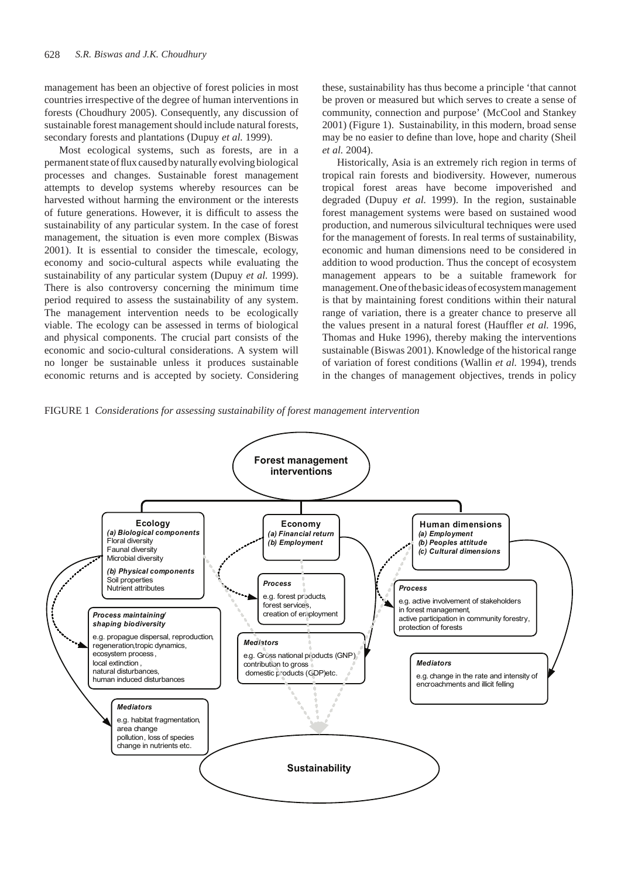management has been an objective of forest policies in most countries irrespective of the degree of human interventions in forests (Choudhury 2005). Consequently, any discussion of sustainable forest management should include natural forests, secondary forests and plantations (Dupuy *et al.* 1999).

Most ecological systems, such as forests, are in a permanent state of flux caused by naturally evolving biological processes and changes. Sustainable forest management attempts to develop systems whereby resources can be harvested without harming the environment or the interests of future generations. However, it is difficult to assess the sustainability of any particular system. In the case of forest management, the situation is even more complex (Biswas 2001). It is essential to consider the timescale, ecology, economy and socio-cultural aspects while evaluating the sustainability of any particular system (Dupuy *et al.* 1999). There is also controversy concerning the minimum time period required to assess the sustainability of any system. The management intervention needs to be ecologically viable. The ecology can be assessed in terms of biological and physical components. The crucial part consists of the economic and socio-cultural considerations. A system will no longer be sustainable unless it produces sustainable economic returns and is accepted by society. Considering these, sustainability has thus become a principle 'that cannot be proven or measured but which serves to create a sense of community, connection and purpose' (McCool and Stankey 2001) (Figure 1). Sustainability, in this modern, broad sense may be no easier to define than love, hope and charity (Sheil *et al.* 2004).

Historically, Asia is an extremely rich region in terms of tropical rain forests and biodiversity. However, numerous tropical forest areas have become impoverished and degraded (Dupuy *et al.* 1999). In the region, sustainable forest management systems were based on sustained wood production, and numerous silvicultural techniques were used for the management of forests. In real terms of sustainability, economic and human dimensions need to be considered in addition to wood production. Thus the concept of ecosystem management appears to be a suitable framework for management. One of the basic ideas of ecosystem management is that by maintaining forest conditions within their natural range of variation, there is a greater chance to preserve all the values present in a natural forest (Hauffler *et al.* 1996, Thomas and Huke 1996), thereby making the interventions sustainable (Biswas 2001). Knowledge of the historical range of variation of forest conditions (Wallin *et al.* 1994), trends in the changes of management objectives, trends in policy

FIGURE 1 *Considerations for assessing sustainability of forest management intervention*

Forest management interventions

Ecology
*(a) Biological components*
Floral diversity
Faunal diversity
Microbial diversity
*(b) Physical components*
Soil properties
Nutrient attributes

Economy
*(a) Financial return*
*(b) Employment*

Human dimensions
*(a) Employment*
*(b) Peoples attitude*
*(c) Cultural dimensions*

*Process*
e.g. forest products, forest services, creation of employment

*Process*
e.g. active involvement of stakeholders in forest management, active participation in community forestry, protection of forests

*Process maintaining/ shaping biodiversity*
e.g. propague dispersal, reproduction, regeneration, tropic dynamics, ecosystem process, local extinction, natural disturbances, human induced disturbances

*Mediators*
e.g. Gross national products (GNP) contribution to gross domestic products (GDP) etc.

*Mediators*
e.g. change in the rate and intensity of encroachments and illicit felling

*Mediators*
e.g. habitat fragmentation, area change pollution, loss of species change in nutrients etc.

Sustainability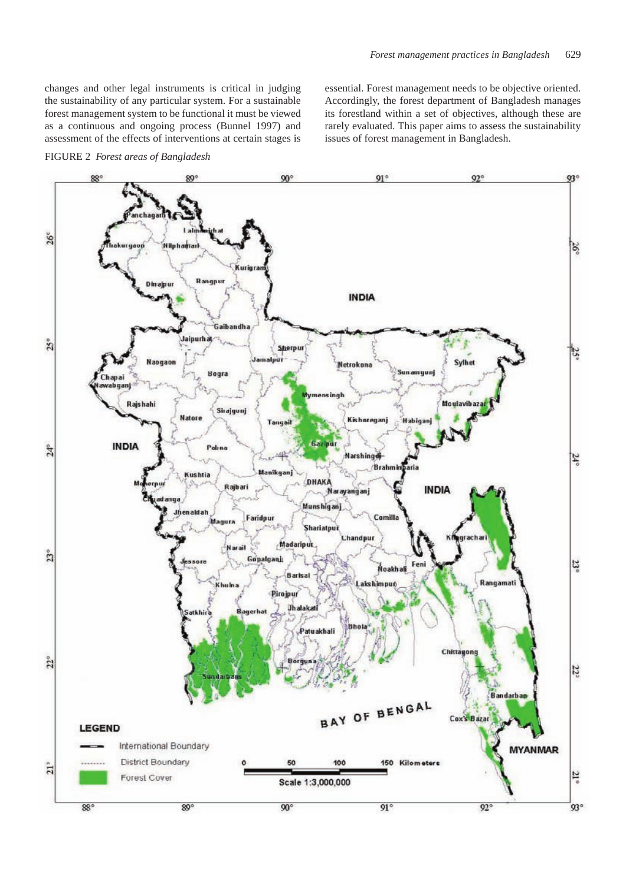changes and other legal instruments is critical in judging the sustainability of any particular system. For a sustainable forest management system to be functional it must be viewed as a continuous and ongoing process (Bunnel 1997) and assessment of the effects of interventions at certain stages is essential. Forest management needs to be objective oriented. Accordingly, the forest department of Bangladesh manages its forestland within a set of objectives, although these are rarely evaluated. This paper aims to assess the sustainability issues of forest management in Bangladesh.

FIGURE 2 *Forest areas of Bangladesh*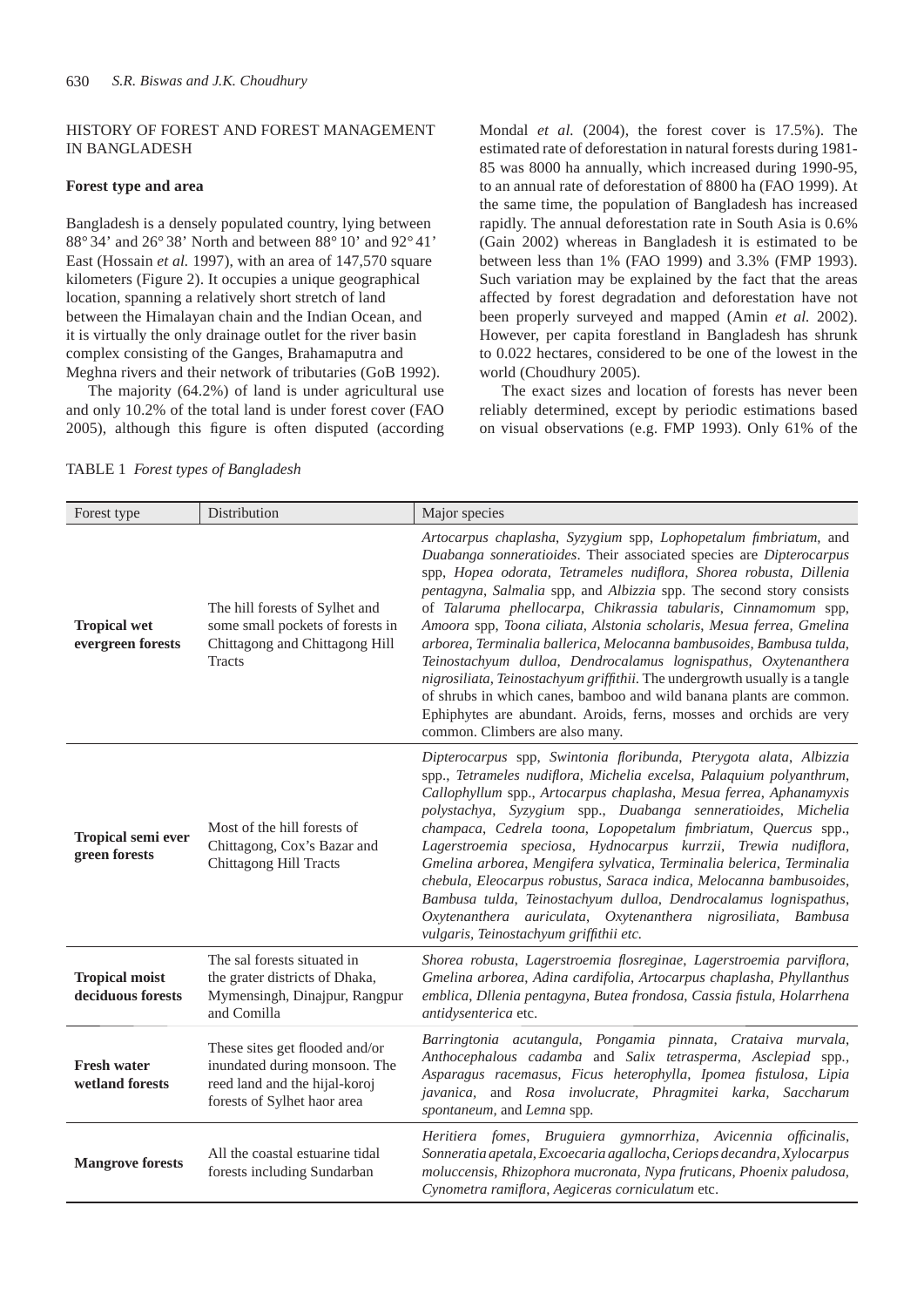## HISTORY OF FOREST AND FOREST MANAGEMENT IN BANGLADESH

### Forest type and area

Bangladesh is a densely populated country, lying between 88° 34' and 26° 38' North and between 88° 10' and 92° 41' East (Hossain *et al.* 1997), with an area of 147,570 square kilometers (Figure 2). It occupies a unique geographical location, spanning a relatively short stretch of land between the Himalayan chain and the Indian Ocean, and it is virtually the only drainage outlet for the river basin complex consisting of the Ganges, Brahamaputra and Meghna rivers and their network of tributaries (GoB 1992).

The majority (64.2%) of land is under agricultural use and only 10.2% of the total land is under forest cover (FAO 2005), although this figure is often disputed (according Mondal *et al.* (2004), the forest cover is 17.5%). The estimated rate of deforestation in natural forests during 1981-85 was 8000 ha annually, which increased during 1990-95, to an annual rate of deforestation of 8800 ha (FAO 1999). At the same time, the population of Bangladesh has increased rapidly. The annual deforestation rate in South Asia is 0.6% (Gain 2002) whereas in Bangladesh it is estimated to be between less than 1% (FAO 1999) and 3.3% (FMP 1993). Such variation may be explained by the fact that the areas affected by forest degradation and deforestation have not been properly surveyed and mapped (Amin *et al.* 2002). However, per capita forestland in Bangladesh has shrunk to 0.022 hectares, considered to be one of the lowest in the world (Choudhury 2005).

The exact sizes and location of forests has never been reliably determined, except by periodic estimations based on visual observations (e.g. FMP 1993). Only 61% of the

TABLE 1 *Forest types of Bangladesh*

| Forest type | Distribution | Major species |
|---|---|---|
| **Tropical wet evergreen forests** | The hill forests of Sylhet and some small pockets of forests in Chittagong and Chittagong Hill Tracts | *Artocarpus chaplasha*, *Syzygium* spp, *Lophopetalum fimbriatum*, and *Duabanga sonneratioides*. Their associated species are *Dipterocarpus* spp, *Hopea odorata*, *Tetrameles nudiflora*, *Shorea robusta*, *Dillenia pentagyna*, *Salmalia* spp, and *Albizzia* spp. The second story consists of *Talaruma phellocarpa*, *Chikrassia tabularis*, *Cinnamomum* spp, *Amoora* spp, *Toona ciliata*, *Alstonia scholaris*, *Mesua ferrea*, *Gmelina arborea*, *Terminalia ballerica*, *Melocanna bambusoides*, *Bambusa tulda*, *Teinostachyum dulloa*, *Dendrocalamus lognispathus*, *Oxytenanthera nigrosiliata*, *Teinostachyum griffithii*. The undergrowth usually is a tangle of shrubs in which canes, bamboo and wild banana plants are common. Ephiphytes are abundant. Aroids, ferns, mosses and orchids are very common. Climbers are also many. |
| **Tropical semi ever green forests** | Most of the hill forests of Chittagong, Cox's Bazar and Chittagong Hill Tracts | *Dipterocarpus* spp, *Swintonia floribunda*, *Pterygota alata*, *Albizzia* spp., *Tetrameles nudiflora*, *Michelia excelsa*, *Palaquium polyanthrum*, *Callophyllum* spp., *Artocarpus chaplasha*, *Mesua ferrea*, *Aphanamyxis polystachya*, *Syzygium* spp., *Duabanga sonneratioides*, *Michelia champaca*, *Cedrela toona*, *Lopopetalum fimbriatum*, *Quercus* spp., *Lagerstroemia speciosa*, *Hydnocarpus kurrzii*, *Trewia nudiflora*, *Gmelina arborea*, *Mengifera sylvatica*, *Terminalia belerica*, *Terminalia chebula*, *Eleocarpus robustus*, *Saraca indica*, *Melocanna bambusoides*, *Bambusa tulda*, *Teinostachyum dulloa*, *Dendrocalamus lognispathus*, *Oxytenanthera auriculata*, *Oxytenanthera nigrosiliata*, *Bambusa vulgaris*, *Teinostachyum griffithii etc.* |
| **Tropical moist deciduous forests** | The sal forests situated in the grater districts of Dhaka, Mymensingh, Dinajpur, Rangpur and Comilla | *Shorea robusta*, *Lagerstroemia flosreginae*, *Lagerstroemia parviflora*, *Gmelina arborea*, *Adina cardifolia*, *Artocarpus chaplasha*, *Phyllanthus emblica*, *Dllenia pentagyna*, *Butea frondosa*, *Cassia fistula*, *Holarrhena antidysenterica* etc. |
| **Fresh water wetland forests** | These sites get flooded and/or inundated during monsoon. The reed land and the hijal-koroj forests of Sylhet haor area | *Barringtonia acutangula*, *Pongamia pinnata*, *Crataiva murvala*, *Anthocephalous cadamba* and *Salix tetrasperma*, *Asclepiad* spp., *Asparagus racemasus*, *Ficus heterophylla*, *Ipomea fistulosa*, *Lipia javanica*, and *Rosa involucrate*, *Phragmitei karka*, *Saccharum spontaneum*, and *Lemna* spp. |
| **Mangrove forests** | All the coastal estuarine tidal forests including Sundarban | *Heritiera fomes*, *Bruguiera gymnorrhiza*, *Avicennia officinalis*, *Sonneratia apetala*, *Excoecaria agallocha*, *Ceriops decandra*, *Xylocarpus moluccensis*, *Rhizophora mucronata*, *Nypa fruticans*, *Phoenix paludosa*, *Cynometra ramiflora*, *Aegiceras corniculatum* etc. |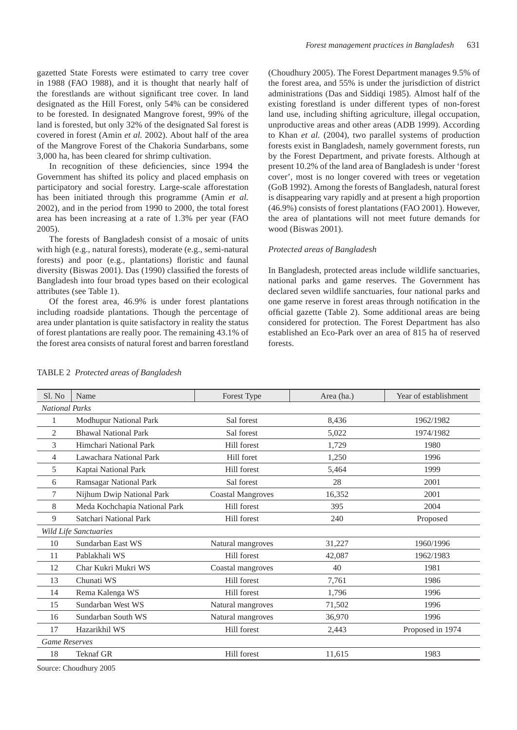gazetted State Forests were estimated to carry tree cover in 1988 (FAO 1988), and it is thought that nearly half of the forestlands are without significant tree cover. In land designated as the Hill Forest, only 54% can be considered to be forested. In designated Mangrove forest, 99% of the land is forested, but only 32% of the designated Sal forest is covered in forest (Amin *et al.* 2002). About half of the area of the Mangrove Forest of the Chakoria Sundarbans, some 3,000 ha, has been cleared for shrimp cultivation.

In recognition of these deficiencies, since 1994 the Government has shifted its policy and placed emphasis on participatory and social forestry. Large-scale afforestation has been initiated through this programme (Amin *et al.* 2002), and in the period from 1990 to 2000, the total forest area has been increasing at a rate of 1.3% per year (FAO 2005).

The forests of Bangladesh consist of a mosaic of units with high (e.g., natural forests), moderate (e.g., semi-natural forests) and poor (e.g., plantations) floristic and faunal diversity (Biswas 2001). Das (1990) classified the forests of Bangladesh into four broad types based on their ecological attributes (see Table 1).

Of the forest area, 46.9% is under forest plantations including roadside plantations. Though the percentage of area under plantation is quite satisfactory in reality the status of forest plantations are really poor. The remaining 43.1% of the forest area consists of natural forest and barren forestland (Choudhury 2005). The Forest Department manages 9.5% of the forest area, and 55% is under the jurisdiction of district administrations (Das and Siddiqi 1985). Almost half of the existing forestland is under different types of non-forest land use, including shifting agriculture, illegal occupation, unproductive areas and other areas (ADB 1999). According to Khan *et al.* (2004), two parallel systems of production forests exist in Bangladesh, namely government forests, run by the Forest Department, and private forests. Although at present 10.2% of the land area of Bangladesh is under 'forest cover', most is no longer covered with trees or vegetation (GoB 1992). Among the forests of Bangladesh, natural forest is disappearing vary rapidly and at present a high proportion (46.9%) consists of forest plantations (FAO 2001). However, the area of plantations will not meet future demands for wood (Biswas 2001).

### *Protected areas of Bangladesh*

In Bangladesh, protected areas include wildlife sanctuaries, national parks and game reserves. The Government has declared seven wildlife sanctuaries, four national parks and one game reserve in forest areas through notification in the official gazette (Table 2). Some additional areas are being considered for protection. The Forest Department has also established an Eco-Park over an area of 815 ha of reserved forests.

TABLE 2 *Protected areas of Bangladesh*

| Sl. No | Name | Forest Type | Area (ha.) | Year of establishment |
|---|---|---|---|---|
| *National Parks* | | | | |
| 1 | Modhupur National Park | Sal forest | 8,436 | 1962/1982 |
| 2 | Bhawal National Park | Sal forest | 5,022 | 1974/1982 |
| 3 | Himchari National Park | Hill forest | 1,729 | 1980 |
| 4 | Lawachara National Park | Hill foret | 1,250 | 1996 |
| 5 | Kaptai National Park | Hill forest | 5,464 | 1999 |
| 6 | Ramsagar National Park | Sal forest | 28 | 2001 |
| 7 | Nijhum Dwip National Park | Coastal Mangroves | 16,352 | 2001 |
| 8 | Meda Kochchapia National Park | Hill forest | 395 | 2004 |
| 9 | Satchari National Park | Hill forest | 240 | Proposed |
| *Wild Life Sanctuaries* | | | | |
| 10 | Sundarban East WS | Natural mangroves | 31,227 | 1960/1996 |
| 11 | Pablakhali WS | Hill forest | 42,087 | 1962/1983 |
| 12 | Char Kukri Mukri WS | Coastal mangroves | 40 | 1981 |
| 13 | Chunati WS | Hill forest | 7,761 | 1986 |
| 14 | Rema Kalenga WS | Hill forest | 1,796 | 1996 |
| 15 | Sundarban West WS | Natural mangroves | 71,502 | 1996 |
| 16 | Sundarban South WS | Natural mangroves | 36,970 | 1996 |
| 17 | Hazarikhil WS | Hill forest | 2,443 | Proposed in 1974 |
| *Game Reserves* | | | | |
| 18 | Teknaf GR | Hill forest | 11,615 | 1983 |

Source: Choudhury 2005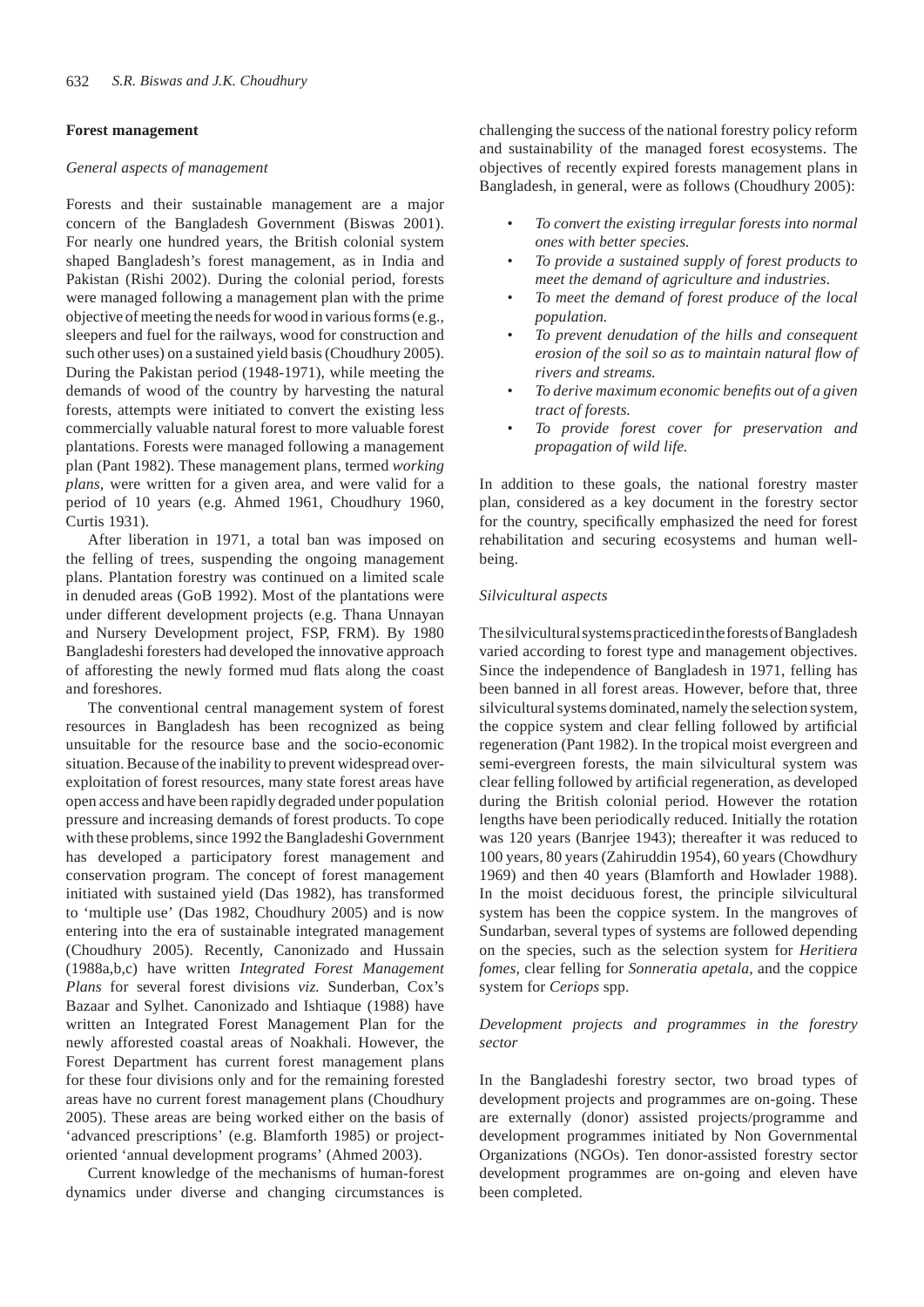**Forest management**

*General aspects of management*

Forests and their sustainable management are a major concern of the Bangladesh Government (Biswas 2001). For nearly one hundred years, the British colonial system shaped Bangladesh's forest management, as in India and Pakistan (Rishi 2002). During the colonial period, forests were managed following a management plan with the prime objective of meeting the needs for wood in various forms (e.g., sleepers and fuel for the railways, wood for construction and such other uses) on a sustained yield basis (Choudhury 2005). During the Pakistan period (1948-1971), while meeting the demands of wood of the country by harvesting the natural forests, attempts were initiated to convert the existing less commercially valuable natural forest to more valuable forest plantations. Forests were managed following a management plan (Pant 1982). These management plans, termed *working plans*, were written for a given area, and were valid for a period of 10 years (e.g. Ahmed 1961, Choudhury 1960, Curtis 1931).

After liberation in 1971, a total ban was imposed on the felling of trees, suspending the ongoing management plans. Plantation forestry was continued on a limited scale in denuded areas (GoB 1992). Most of the plantations were under different development projects (e.g. Thana Unnayan and Nursery Development project, FSP, FRM). By 1980 Bangladeshi foresters had developed the innovative approach of afforesting the newly formed mud flats along the coast and foreshores.

The conventional central management system of forest resources in Bangladesh has been recognized as being unsuitable for the resource base and the socio-economic situation. Because of the inability to prevent widespread over-exploitation of forest resources, many state forest areas have open access and have been rapidly degraded under population pressure and increasing demands of forest products. To cope with these problems, since 1992 the Bangladeshi Government has developed a participatory forest management and conservation program. The concept of forest management initiated with sustained yield (Das 1982), has transformed to 'multiple use' (Das 1982, Choudhury 2005) and is now entering into the era of sustainable integrated management (Choudhury 2005). Recently, Canonizado and Hussain (1988a,b,c) have written *Integrated Forest Management Plans* for several forest divisions *viz.* Sunderban, Cox's Bazaar and Sylhet. Canonizado and Ishtiaque (1988) have written an Integrated Forest Management Plan for the newly afforested coastal areas of Noakhali. However, the Forest Department has current forest management plans for these four divisions only and for the remaining forested areas have no current forest management plans (Choudhury 2005). These areas are being worked either on the basis of 'advanced prescriptions' (e.g. Blamforth 1985) or project-oriented 'annual development programs' (Ahmed 2003).

Current knowledge of the mechanisms of human-forest dynamics under diverse and changing circumstances is challenging the success of the national forestry policy reform and sustainability of the managed forest ecosystems. The objectives of recently expired forests management plans in Bangladesh, in general, were as follows (Choudhury 2005):

- *To convert the existing irregular forests into normal ones with better species.*
- *To provide a sustained supply of forest products to meet the demand of agriculture and industries.*
- *To meet the demand of forest produce of the local population.*
- *To prevent denudation of the hills and consequent erosion of the soil so as to maintain natural flow of rivers and streams.*
- *To derive maximum economic benefits out of a given tract of forests.*
- *To provide forest cover for preservation and propagation of wild life.*

In addition to these goals, the national forestry master plan, considered as a key document in the forestry sector for the country, specifically emphasized the need for forest rehabilitation and securing ecosystems and human well-being.

*Silvicultural aspects*

The silvicultural systems practiced in the forests of Bangladesh varied according to forest type and management objectives. Since the independence of Bangladesh in 1971, felling has been banned in all forest areas. However, before that, three silvicultural systems dominated, namely the selection system, the coppice system and clear felling followed by artificial regeneration (Pant 1982). In the tropical moist evergreen and semi-evergreen forests, the main silvicultural system was clear felling followed by artificial regeneration, as developed during the British colonial period. However the rotation lengths have been periodically reduced. Initially the rotation was 120 years (Banrjee 1943); thereafter it was reduced to 100 years, 80 years (Zahiruddin 1954), 60 years (Chowdhury 1969) and then 40 years (Blamforth and Howlader 1988). In the moist deciduous forest, the principle silvicultural system has been the coppice system. In the mangroves of Sundarban, several types of systems are followed depending on the species, such as the selection system for *Heritiera fomes*, clear felling for *Sonneratia apetala*, and the coppice system for *Ceriops* spp.

*Development projects and programmes in the forestry sector*

In the Bangladeshi forestry sector, two broad types of development projects and programmes are on-going. These are externally (donor) assisted projects/programme and development programmes initiated by Non Governmental Organizations (NGOs). Ten donor-assisted forestry sector development programmes are on-going and eleven have been completed.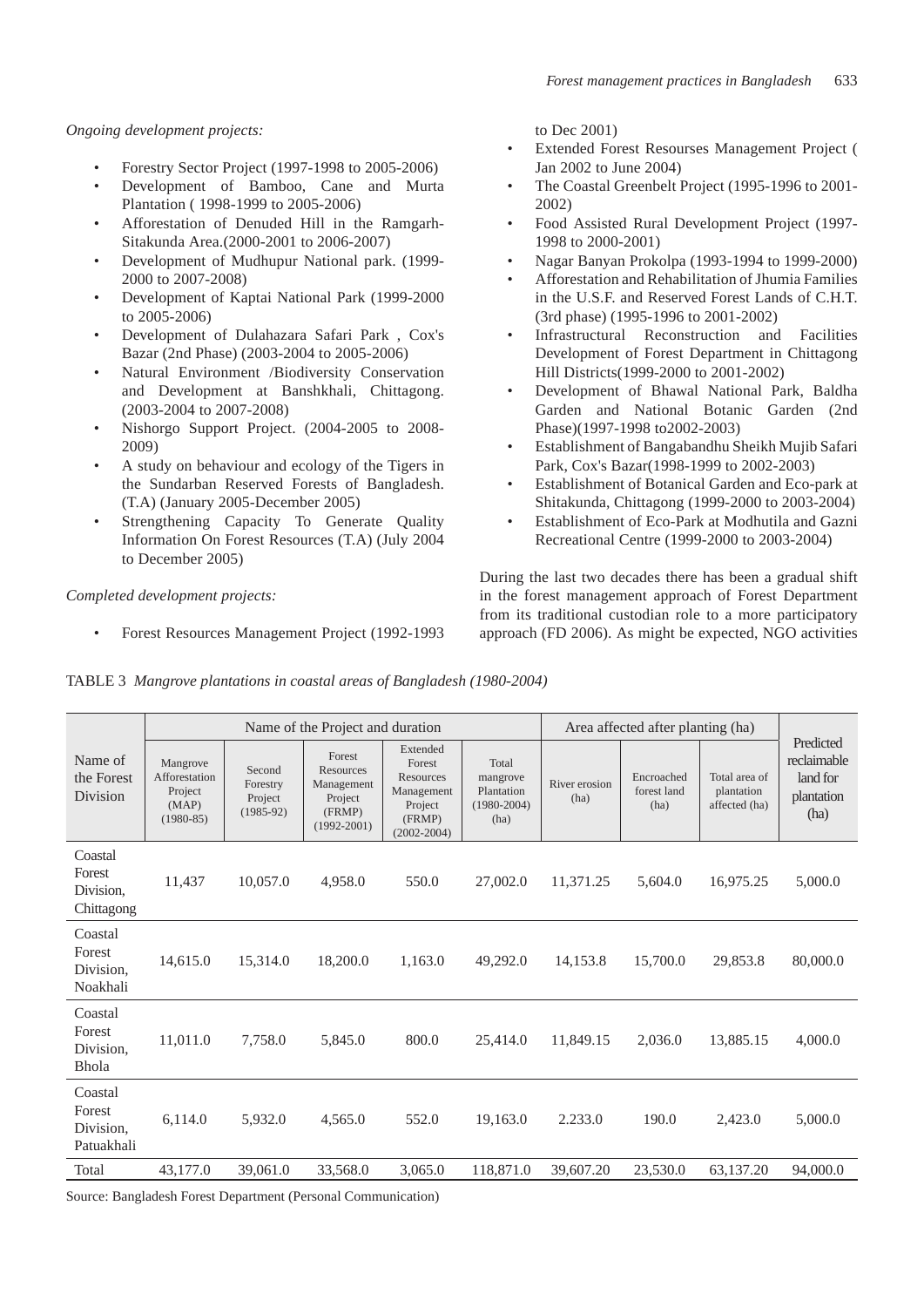*Ongoing development projects:*

- Forestry Sector Project (1997-1998 to 2005-2006)
- Development of Bamboo, Cane and Murta Plantation ( 1998-1999 to 2005-2006)
- Afforestation of Denuded Hill in the Ramgarh-Sitakunda Area.(2000-2001 to 2006-2007)
- Development of Mudhupur National park. (1999-2000 to 2007-2008)
- Development of Kaptai National Park (1999-2000 to 2005-2006)
- Development of Dulahazara Safari Park , Cox's Bazar (2nd Phase) (2003-2004 to 2005-2006)
- Natural Environment /Biodiversity Conservation and Development at Banshkhali, Chittagong. (2003-2004 to 2007-2008)
- Nishorgo Support Project. (2004-2005 to 2008-2009)
- A study on behaviour and ecology of the Tigers in the Sundarban Reserved Forests of Bangladesh. (T.A) (January 2005-December 2005)
- Strengthening Capacity To Generate Quality Information On Forest Resources (T.A) (July 2004 to December 2005)

*Completed development projects:*

- Forest Resources Management Project (1992-1993 to Dec 2001)
- Extended Forest Resourses Management Project ( Jan 2002 to June 2004)
- The Coastal Greenbelt Project (1995-1996 to 2001-2002)
- Food Assisted Rural Development Project (1997-1998 to 2000-2001)
- Nagar Banyan Prokolpa (1993-1994 to 1999-2000)
- Afforestation and Rehabilitation of Jhumia Families in the U.S.F. and Reserved Forest Lands of C.H.T. (3rd phase) (1995-1996 to 2001-2002)
- Infrastructural Reconstruction and Facilities Development of Forest Department in Chittagong Hill Districts(1999-2000 to 2001-2002)
- Development of Bhawal National Park, Baldha Garden and National Botanic Garden (2nd Phase)(1997-1998 to2002-2003)
- Establishment of Bangabandhu Sheikh Mujib Safari Park, Cox's Bazar(1998-1999 to 2002-2003)
- Establishment of Botanical Garden and Eco-park at Shitakunda, Chittagong (1999-2000 to 2003-2004)
- Establishment of Eco-Park at Modhutila and Gazni Recreational Centre (1999-2000 to 2003-2004)

During the last two decades there has been a gradual shift in the forest management approach of Forest Department from its traditional custodian role to a more participatory approach (FD 2006). As might be expected, NGO activities

TABLE 3 *Mangrove plantations in coastal areas of Bangladesh (1980-2004)*

| Name of the Forest Division | Name of the Project and duration | | | | | Area affected after planting (ha) | | | Predicted reclaimable land for plantation (ha) |
|---|---|---|---|---|---|---|---|---|---|
| | Mangrove Afforestation Project (MAP) (1980-85) | Second Forestry Project (1985-92) | Forest Resources Management Project (FRMP) (1992-2001) | Extended Forest Resources Management Project (FRMP) (2002-2004) | Total mangrove Plantation (1980-2004) (ha) | River erosion (ha) | Encroached forest land (ha) | Total area of plantation affected (ha) | |
| Coastal Forest Division, Chittagong | 11,437 | 10,057.0 | 4,958.0 | 550.0 | 27,002.0 | 11,371.25 | 5,604.0 | 16,975.25 | 5,000.0 |
| Coastal Forest Division, Noakhali | 14,615.0 | 15,314.0 | 18,200.0 | 1,163.0 | 49,292.0 | 14,153.8 | 15,700.0 | 29,853.8 | 80,000.0 |
| Coastal Forest Division, Bhola | 11,011.0 | 7,758.0 | 5,845.0 | 800.0 | 25,414.0 | 11,849.15 | 2,036.0 | 13,885.15 | 4,000.0 |
| Coastal Forest Division, Patuakhali | 6,114.0 | 5,932.0 | 4,565.0 | 552.0 | 19,163.0 | 2.233.0 | 190.0 | 2,423.0 | 5,000.0 |
| Total | 43,177.0 | 39,061.0 | 33,568.0 | 3,065.0 | 118,871.0 | 39,607.20 | 23,530.0 | 63,137.20 | 94,000.0 |

Source: Bangladesh Forest Department (Personal Communication)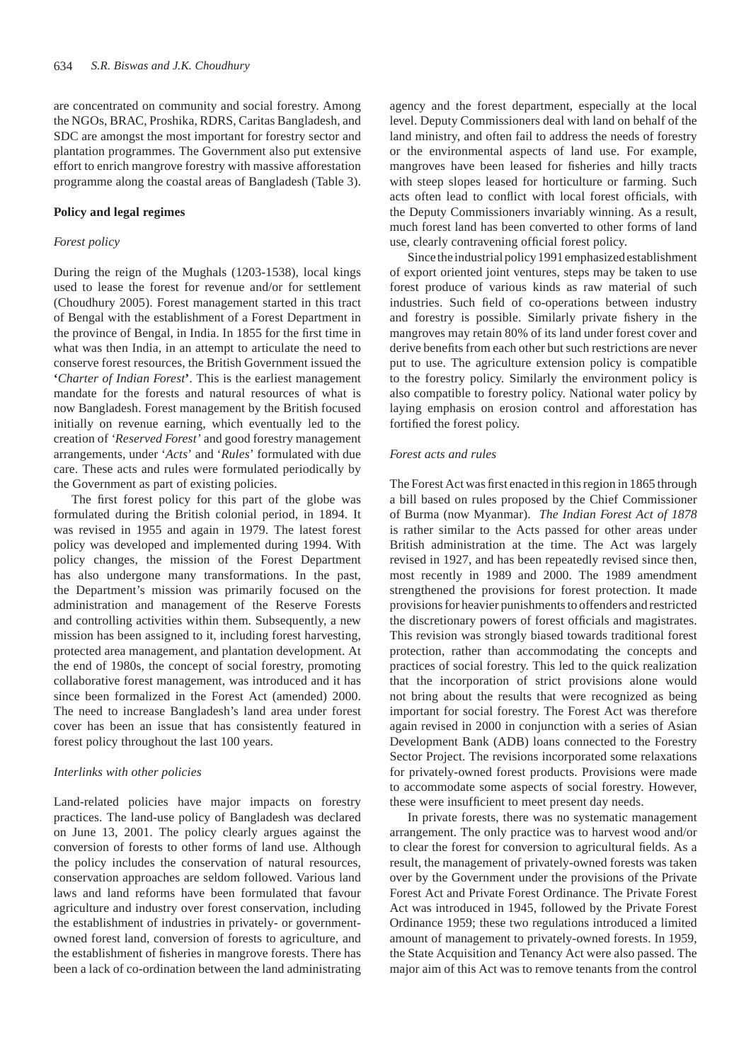are concentrated on community and social forestry. Among the NGOs, BRAC, Proshika, RDRS, Caritas Bangladesh, and SDC are amongst the most important for forestry sector and plantation programmes. The Government also put extensive effort to enrich mangrove forestry with massive afforestation programme along the coastal areas of Bangladesh (Table 3).

**Policy and legal regimes**

*Forest policy*

During the reign of the Mughals (1203-1538), local kings used to lease the forest for revenue and/or for settlement (Choudhury 2005). Forest management started in this tract of Bengal with the establishment of a Forest Department in the province of Bengal, in India. In 1855 for the first time in what was then India, in an attempt to articulate the need to conserve forest resources, the British Government issued the **'***Charter of Indian Forest***'**. This is the earliest management mandate for the forests and natural resources of what is now Bangladesh. Forest management by the British focused initially on revenue earning, which eventually led to the creation of *'Reserved Forest'* and good forestry management arrangements, under '*Acts*' and '*Rules*' formulated with due care. These acts and rules were formulated periodically by the Government as part of existing policies.

The first forest policy for this part of the globe was formulated during the British colonial period, in 1894. It was revised in 1955 and again in 1979. The latest forest policy was developed and implemented during 1994. With policy changes, the mission of the Forest Department has also undergone many transformations. In the past, the Department's mission was primarily focused on the administration and management of the Reserve Forests and controlling activities within them. Subsequently, a new mission has been assigned to it, including forest harvesting, protected area management, and plantation development. At the end of 1980s, the concept of social forestry, promoting collaborative forest management, was introduced and it has since been formalized in the Forest Act (amended) 2000. The need to increase Bangladesh's land area under forest cover has been an issue that has consistently featured in forest policy throughout the last 100 years.

*Interlinks with other policies*

Land-related policies have major impacts on forestry practices. The land-use policy of Bangladesh was declared on June 13, 2001. The policy clearly argues against the conversion of forests to other forms of land use. Although the policy includes the conservation of natural resources, conservation approaches are seldom followed. Various land laws and land reforms have been formulated that favour agriculture and industry over forest conservation, including the establishment of industries in privately- or government-owned forest land, conversion of forests to agriculture, and the establishment of fisheries in mangrove forests. There has been a lack of co-ordination between the land administrating agency and the forest department, especially at the local level. Deputy Commissioners deal with land on behalf of the land ministry, and often fail to address the needs of forestry or the environmental aspects of land use. For example, mangroves have been leased for fisheries and hilly tracts with steep slopes leased for horticulture or farming. Such acts often lead to conflict with local forest officials, with the Deputy Commissioners invariably winning. As a result, much forest land has been converted to other forms of land use, clearly contravening official forest policy.

Since the industrial policy 1991 emphasized establishment of export oriented joint ventures, steps may be taken to use forest produce of various kinds as raw material of such industries. Such field of co-operations between industry and forestry is possible. Similarly private fishery in the mangroves may retain 80% of its land under forest cover and derive benefits from each other but such restrictions are never put to use. The agriculture extension policy is compatible to the forestry policy. Similarly the environment policy is also compatible to forestry policy. National water policy by laying emphasis on erosion control and afforestation has fortified the forest policy.

*Forest acts and rules*

The Forest Act was first enacted in this region in 1865 through a bill based on rules proposed by the Chief Commissioner of Burma (now Myanmar). *The Indian Forest Act of 1878* is rather similar to the Acts passed for other areas under British administration at the time. The Act was largely revised in 1927, and has been repeatedly revised since then, most recently in 1989 and 2000. The 1989 amendment strengthened the provisions for forest protection. It made provisions for heavier punishments to offenders and restricted the discretionary powers of forest officials and magistrates. This revision was strongly biased towards traditional forest protection, rather than accommodating the concepts and practices of social forestry. This led to the quick realization that the incorporation of strict provisions alone would not bring about the results that were recognized as being important for social forestry. The Forest Act was therefore again revised in 2000 in conjunction with a series of Asian Development Bank (ADB) loans connected to the Forestry Sector Project. The revisions incorporated some relaxations for privately-owned forest products. Provisions were made to accommodate some aspects of social forestry. However, these were insufficient to meet present day needs.

In private forests, there was no systematic management arrangement. The only practice was to harvest wood and/or to clear the forest for conversion to agricultural fields. As a result, the management of privately-owned forests was taken over by the Government under the provisions of the Private Forest Act and Private Forest Ordinance. The Private Forest Act was introduced in 1945, followed by the Private Forest Ordinance 1959; these two regulations introduced a limited amount of management to privately-owned forests. In 1959, the State Acquisition and Tenancy Act were also passed. The major aim of this Act was to remove tenants from the control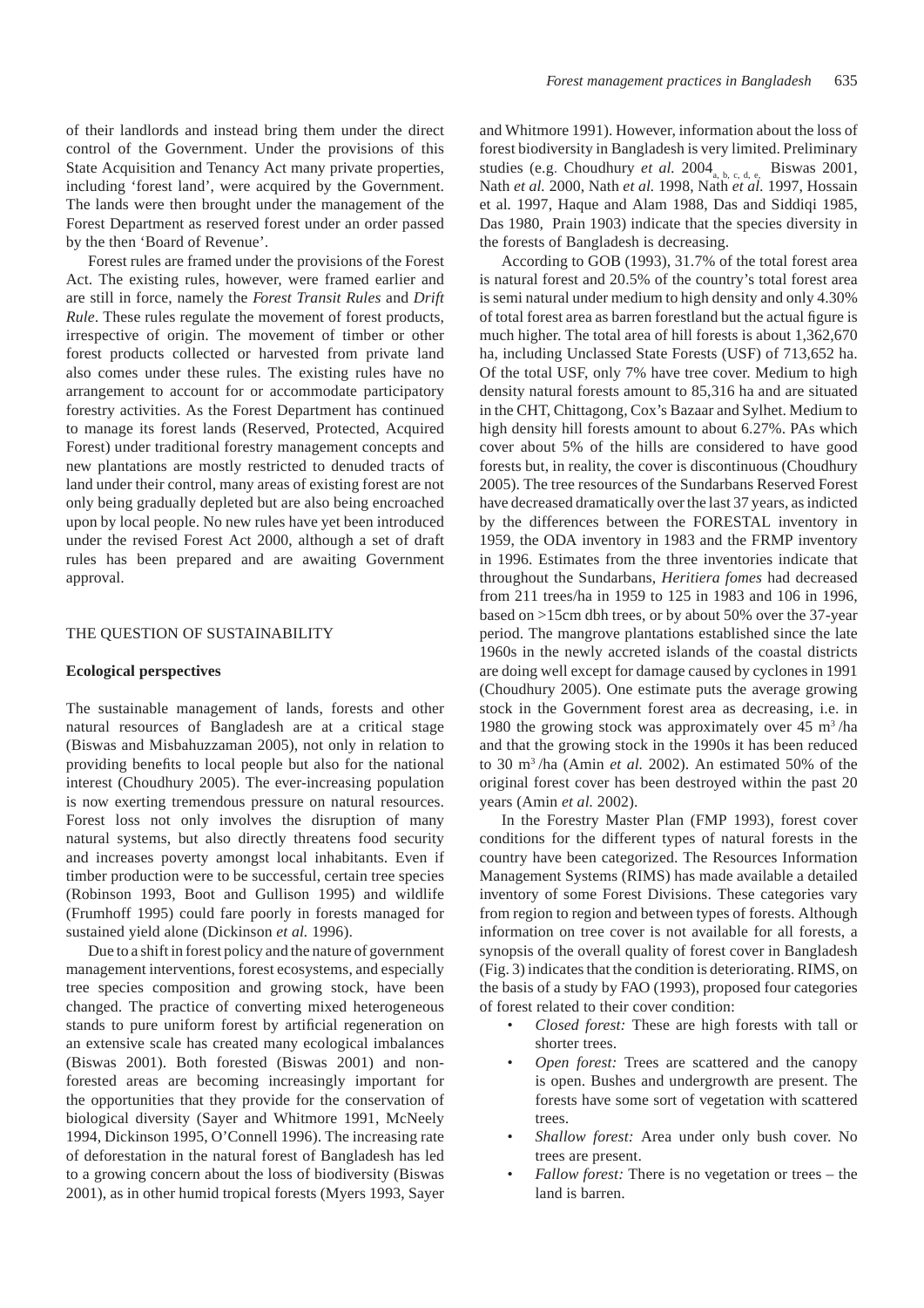of their landlords and instead bring them under the direct control of the Government. Under the provisions of this State Acquisition and Tenancy Act many private properties, including 'forest land', were acquired by the Government. The lands were then brought under the management of the Forest Department as reserved forest under an order passed by the then 'Board of Revenue'.

Forest rules are framed under the provisions of the Forest Act. The existing rules, however, were framed earlier and are still in force, namely the *Forest Transit Rules* and *Drift Rule*. These rules regulate the movement of forest products, irrespective of origin. The movement of timber or other forest products collected or harvested from private land also comes under these rules. The existing rules have no arrangement to account for or accommodate participatory forestry activities. As the Forest Department has continued to manage its forest lands (Reserved, Protected, Acquired Forest) under traditional forestry management concepts and new plantations are mostly restricted to denuded tracts of land under their control, many areas of existing forest are not only being gradually depleted but are also being encroached upon by local people. No new rules have yet been introduced under the revised Forest Act 2000, although a set of draft rules has been prepared and are awaiting Government approval.

## THE QUESTION OF SUSTAINABILITY

### Ecological perspectives

The sustainable management of lands, forests and other natural resources of Bangladesh are at a critical stage (Biswas and Misbahuzzaman 2005), not only in relation to providing benefits to local people but also for the national interest (Choudhury 2005). The ever-increasing population is now exerting tremendous pressure on natural resources. Forest loss not only involves the disruption of many natural systems, but also directly threatens food security and increases poverty amongst local inhabitants. Even if timber production were to be successful, certain tree species (Robinson 1993, Boot and Gullison 1995) and wildlife (Frumhoff 1995) could fare poorly in forests managed for sustained yield alone (Dickinson *et al.* 1996).

Due to a shift in forest policy and the nature of government management interventions, forest ecosystems, and especially tree species composition and growing stock, have been changed. The practice of converting mixed heterogeneous stands to pure uniform forest by artificial regeneration on an extensive scale has created many ecological imbalances (Biswas 2001). Both forested (Biswas 2001) and non-forested areas are becoming increasingly important for the opportunities that they provide for the conservation of biological diversity (Sayer and Whitmore 1991, McNeely 1994, Dickinson 1995, O'Connell 1996). The increasing rate of deforestation in the natural forest of Bangladesh has led to a growing concern about the loss of biodiversity (Biswas 2001), as in other humid tropical forests (Myers 1993, Sayer and Whitmore 1991). However, information about the loss of forest biodiversity in Bangladesh is very limited. Preliminary studies (e.g. Choudhury *et al.* 2004$_{a, b, c, d, e,}$ Biswas 2001, Nath *et al.* 2000, Nath *et al.* 1998, Nath *et al.* 1997, Hossain et al. 1997, Haque and Alam 1988, Das and Siddiqi 1985, Das 1980, Prain 1903) indicate that the species diversity in the forests of Bangladesh is decreasing.

According to GOB (1993), 31.7% of the total forest area is natural forest and 20.5% of the country's total forest area is semi natural under medium to high density and only 4.30% of total forest area as barren forestland but the actual figure is much higher. The total area of hill forests is about 1,362,670 ha, including Unclassed State Forests (USF) of 713,652 ha. Of the total USF, only 7% have tree cover. Medium to high density natural forests amount to 85,316 ha and are situated in the CHT, Chittagong, Cox's Bazaar and Sylhet. Medium to high density hill forests amount to about 6.27%. PAs which cover about 5% of the hills are considered to have good forests but, in reality, the cover is discontinuous (Choudhury 2005). The tree resources of the Sundarbans Reserved Forest have decreased dramatically over the last 37 years, as indicted by the differences between the FORESTAL inventory in 1959, the ODA inventory in 1983 and the FRMP inventory in 1996. Estimates from the three inventories indicate that throughout the Sundarbans, *Heritiera fomes* had decreased from 211 trees/ha in 1959 to 125 in 1983 and 106 in 1996, based on >15cm dbh trees, or by about 50% over the 37-year period. The mangrove plantations established since the late 1960s in the newly accreted islands of the coastal districts are doing well except for damage caused by cyclones in 1991 (Choudhury 2005). One estimate puts the average growing stock in the Government forest area as decreasing, i.e. in 1980 the growing stock was approximately over 45 $m^3$/ha and that the growing stock in the 1990s it has been reduced to 30 $m^3$/ha (Amin *et al.* 2002). An estimated 50% of the original forest cover has been destroyed within the past 20 years (Amin *et al.* 2002).

In the Forestry Master Plan (FMP 1993), forest cover conditions for the different types of natural forests in the country have been categorized. The Resources Information Management Systems (RIMS) has made available a detailed inventory of some Forest Divisions. These categories vary from region to region and between types of forests. Although information on tree cover is not available for all forests, a synopsis of the overall quality of forest cover in Bangladesh (Fig. 3) indicates that the condition is deteriorating. RIMS, on the basis of a study by FAO (1993), proposed four categories of forest related to their cover condition:

- *Closed forest:* These are high forests with tall or shorter trees.
- *Open forest:* Trees are scattered and the canopy is open. Bushes and undergrowth are present. The forests have some sort of vegetation with scattered trees.
- *Shallow forest:* Area under only bush cover. No trees are present.
- *Fallow forest:* There is no vegetation or trees – the land is barren.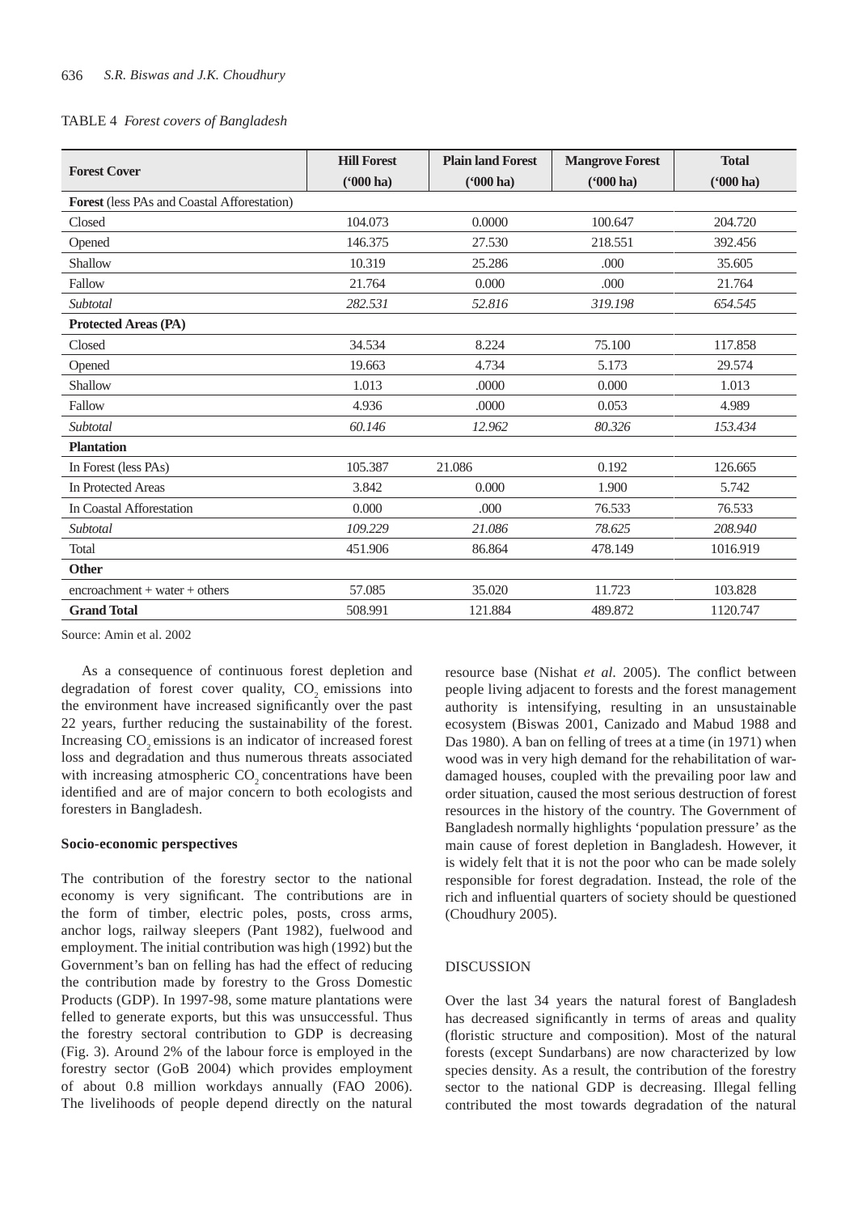TABLE 4 *Forest covers of Bangladesh*

| Forest Cover | Hill Forest ('000 ha) | Plain land Forest ('000 ha) | Mangrove Forest ('000 ha) | Total ('000 ha) |
|---|---|---|---|---|
| **Forest** (less PAs and Coastal Afforestation) | | | | |
| Closed | 104.073 | 0.0000 | 100.647 | 204.720 |
| Opened | 146.375 | 27.530 | 218.551 | 392.456 |
| Shallow | 10.319 | 25.286 | .000 | 35.605 |
| Fallow | 21.764 | 0.000 | .000 | 21.764 |
| *Subtotal* | *282.531* | *52.816* | *319.198* | *654.545* |
| **Protected Areas (PA)** | | | | |
| Closed | 34.534 | 8.224 | 75.100 | 117.858 |
| Opened | 19.663 | 4.734 | 5.173 | 29.574 |
| Shallow | 1.013 | .0000 | 0.000 | 1.013 |
| Fallow | 4.936 | .0000 | 0.053 | 4.989 |
| *Subtotal* | *60.146* | *12.962* | *80.326* | *153.434* |
| **Plantation** | | | | |
| In Forest (less PAs) | 105.387 | 21.086 | 0.192 | 126.665 |
| In Protected Areas | 3.842 | 0.000 | 1.900 | 5.742 |
| In Coastal Afforestation | 0.000 | .000 | 76.533 | 76.533 |
| *Subtotal* | *109.229* | *21.086* | *78.625* | *208.940* |
| Total | 451.906 | 86.864 | 478.149 | 1016.919 |
| **Other** | | | | |
| encroachment + water + others | 57.085 | 35.020 | 11.723 | 103.828 |
| **Grand Total** | 508.991 | 121.884 | 489.872 | 1120.747 |

Source: Amin et al. 2002

As a consequence of continuous forest depletion and degradation of forest cover quality, $CO_2$ emissions into the environment have increased significantly over the past 22 years, further reducing the sustainability of the forest. Increasing $CO_2$ emissions is an indicator of increased forest loss and degradation and thus numerous threats associated with increasing atmospheric $CO_2$ concentrations have been identified and are of major concern to both ecologists and foresters in Bangladesh.

#### Socio-economic perspectives

The contribution of the forestry sector to the national economy is very significant. The contributions are in the form of timber, electric poles, posts, cross arms, anchor logs, railway sleepers (Pant 1982), fuelwood and employment. The initial contribution was high (1992) but the Government's ban on felling has had the effect of reducing the contribution made by forestry to the Gross Domestic Products (GDP). In 1997-98, some mature plantations were felled to generate exports, but this was unsuccessful. Thus the forestry sectoral contribution to GDP is decreasing (Fig. 3). Around 2% of the labour force is employed in the forestry sector (GoB 2004) which provides employment of about 0.8 million workdays annually (FAO 2006). The livelihoods of people depend directly on the natural resource base (Nishat *et al.* 2005). The conflict between people living adjacent to forests and the forest management authority is intensifying, resulting in an unsustainable ecosystem (Biswas 2001, Canizado and Mabud 1988 and Das 1980). A ban on felling of trees at a time (in 1971) when wood was in very high demand for the rehabilitation of war-damaged houses, coupled with the prevailing poor law and order situation, caused the most serious destruction of forest resources in the history of the country. The Government of Bangladesh normally highlights 'population pressure' as the main cause of forest depletion in Bangladesh. However, it is widely felt that it is not the poor who can be made solely responsible for forest degradation. Instead, the role of the rich and influential quarters of society should be questioned (Choudhury 2005).

## DISCUSSION

Over the last 34 years the natural forest of Bangladesh has decreased significantly in terms of areas and quality (floristic structure and composition). Most of the natural forests (except Sundarbans) are now characterized by low species density. As a result, the contribution of the forestry sector to the national GDP is decreasing. Illegal felling contributed the most towards degradation of the natural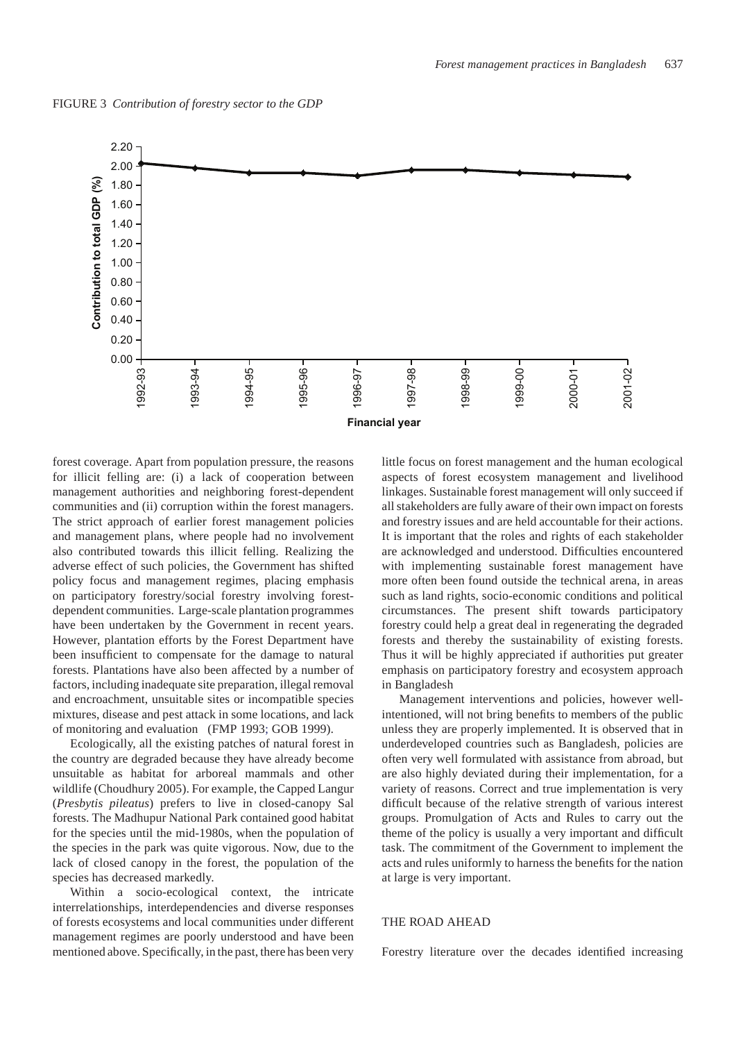FIGURE 3 *Contribution of forestry sector to the GDP*

Contribution to total GDP (%)

2.20
2.00
1.80
1.60
1.40
1.20
1.00
0.80
0.60
0.40
0.20
0.00

1992-93
1993-94
1994-95
1995-96
1996-97
1997-98
1998-99
1999-00
2000-01
2001-02

Financial year

forest coverage. Apart from population pressure, the reasons for illicit felling are: (i) a lack of cooperation between management authorities and neighboring forest-dependent communities and (ii) corruption within the forest managers. The strict approach of earlier forest management policies and management plans, where people had no involvement also contributed towards this illicit felling. Realizing the adverse effect of such policies, the Government has shifted policy focus and management regimes, placing emphasis on participatory forestry/social forestry involving forest-dependent communities. Large-scale plantation programmes have been undertaken by the Government in recent years. However, plantation efforts by the Forest Department have been insufficient to compensate for the damage to natural forests. Plantations have also been affected by a number of factors, including inadequate site preparation, illegal removal and encroachment, unsuitable sites or incompatible species mixtures, disease and pest attack in some locations, and lack of monitoring and evaluation (FMP 1993; GOB 1999).

Ecologically, all the existing patches of natural forest in the country are degraded because they have already become unsuitable as habitat for arboreal mammals and other wildlife (Choudhury 2005). For example, the Capped Langur (*Presbytis pileatus*) prefers to live in closed-canopy Sal forests. The Madhupur National Park contained good habitat for the species until the mid-1980s, when the population of the species in the park was quite vigorous. Now, due to the lack of closed canopy in the forest, the population of the species has decreased markedly.

Within a socio-ecological context, the intricate interrelationships, interdependencies and diverse responses of forests ecosystems and local communities under different management regimes are poorly understood and have been mentioned above. Specifically, in the past, there has been very little focus on forest management and the human ecological aspects of forest ecosystem management and livelihood linkages. Sustainable forest management will only succeed if all stakeholders are fully aware of their own impact on forests and forestry issues and are held accountable for their actions. It is important that the roles and rights of each stakeholder are acknowledged and understood. Difficulties encountered with implementing sustainable forest management have more often been found outside the technical arena, in areas such as land rights, socio-economic conditions and political circumstances. The present shift towards participatory forestry could help a great deal in regenerating the degraded forests and thereby the sustainability of existing forests. Thus it will be highly appreciated if authorities put greater emphasis on participatory forestry and ecosystem approach in Bangladesh

Management interventions and policies, however well-intentioned, will not bring benefits to members of the public unless they are properly implemented. It is observed that in underdeveloped countries such as Bangladesh, policies are often very well formulated with assistance from abroad, but are also highly deviated during their implementation, for a variety of reasons. Correct and true implementation is very difficult because of the relative strength of various interest groups. Promulgation of Acts and Rules to carry out the theme of the policy is usually a very important and difficult task. The commitment of the Government to implement the acts and rules uniformly to harness the benefits for the nation at large is very important.

## THE ROAD AHEAD

Forestry literature over the decades identified increasing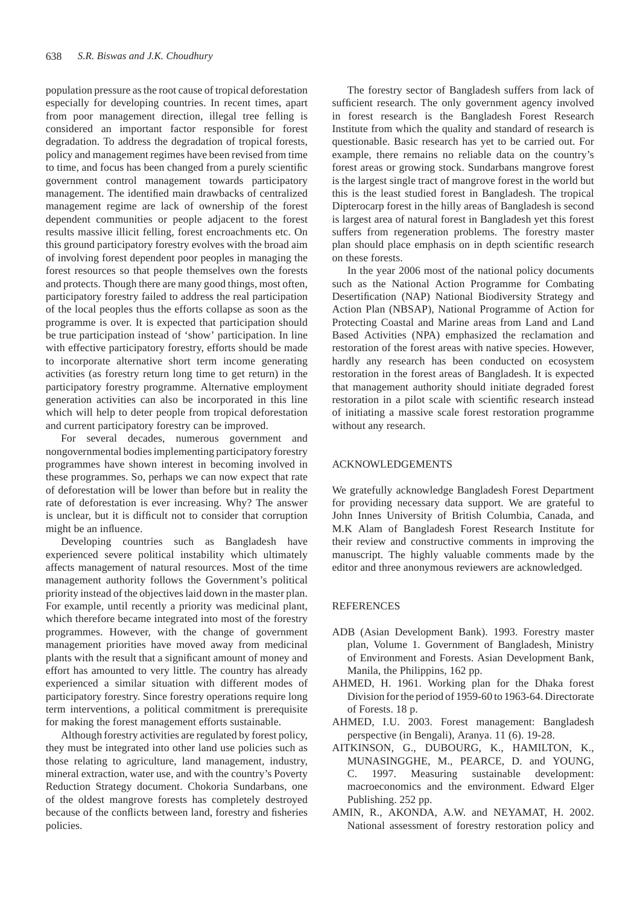population pressure as the root cause of tropical deforestation especially for developing countries. In recent times, apart from poor management direction, illegal tree felling is considered an important factor responsible for forest degradation. To address the degradation of tropical forests, policy and management regimes have been revised from time to time, and focus has been changed from a purely scientific government control management towards participatory management. The identified main drawbacks of centralized management regime are lack of ownership of the forest dependent communities or people adjacent to the forest results massive illicit felling, forest encroachments etc. On this ground participatory forestry evolves with the broad aim of involving forest dependent poor peoples in managing the forest resources so that people themselves own the forests and protects. Though there are many good things, most often, participatory forestry failed to address the real participation of the local peoples thus the efforts collapse as soon as the programme is over. It is expected that participation should be true participation instead of 'show' participation. In line with effective participatory forestry, efforts should be made to incorporate alternative short term income generating activities (as forestry return long time to get return) in the participatory forestry programme. Alternative employment generation activities can also be incorporated in this line which will help to deter people from tropical deforestation and current participatory forestry can be improved.

For several decades, numerous government and nongovernmental bodies implementing participatory forestry programmes have shown interest in becoming involved in these programmes. So, perhaps we can now expect that rate of deforestation will be lower than before but in reality the rate of deforestation is ever increasing. Why? The answer is unclear, but it is difficult not to consider that corruption might be an influence.

Developing countries such as Bangladesh have experienced severe political instability which ultimately affects management of natural resources. Most of the time management authority follows the Government's political priority instead of the objectives laid down in the master plan. For example, until recently a priority was medicinal plant, which therefore became integrated into most of the forestry programmes. However, with the change of government management priorities have moved away from medicinal plants with the result that a significant amount of money and effort has amounted to very little. The country has already experienced a similar situation with different modes of participatory forestry. Since forestry operations require long term interventions, a political commitment is prerequisite for making the forest management efforts sustainable.

Although forestry activities are regulated by forest policy, they must be integrated into other land use policies such as those relating to agriculture, land management, industry, mineral extraction, water use, and with the country's Poverty Reduction Strategy document. Chokoria Sundarbans, one of the oldest mangrove forests has completely destroyed because of the conflicts between land, forestry and fisheries policies.

The forestry sector of Bangladesh suffers from lack of sufficient research. The only government agency involved in forest research is the Bangladesh Forest Research Institute from which the quality and standard of research is questionable. Basic research has yet to be carried out. For example, there remains no reliable data on the country's forest areas or growing stock. Sundarbans mangrove forest is the largest single tract of mangrove forest in the world but this is the least studied forest in Bangladesh. The tropical Dipterocarp forest in the hilly areas of Bangladesh is second is largest area of natural forest in Bangladesh yet this forest suffers from regeneration problems. The forestry master plan should place emphasis on in depth scientific research on these forests.

In the year 2006 most of the national policy documents such as the National Action Programme for Combating Desertification (NAP) National Biodiversity Strategy and Action Plan (NBSAP), National Programme of Action for Protecting Coastal and Marine areas from Land and Land Based Activities (NPA) emphasized the reclamation and restoration of the forest areas with native species. However, hardly any research has been conducted on ecosystem restoration in the forest areas of Bangladesh. It is expected that management authority should initiate degraded forest restoration in a pilot scale with scientific research instead of initiating a massive scale forest restoration programme without any research.

## ACKNOWLEDGEMENTS

We gratefully acknowledge Bangladesh Forest Department for providing necessary data support. We are grateful to John Innes University of British Columbia, Canada, and M.K Alam of Bangladesh Forest Research Institute for their review and constructive comments in improving the manuscript. The highly valuable comments made by the editor and three anonymous reviewers are acknowledged.

## REFERENCES

ADB (Asian Development Bank). 1993. Forestry master plan, Volume 1. Government of Bangladesh, Ministry of Environment and Forests. Asian Development Bank, Manila, the Philippins, 162 pp.

AHMED, H. 1961. Working plan for the Dhaka forest Division for the period of 1959-60 to 1963-64. Directorate of Forests. 18 p.

AHMED, I.U. 2003. Forest management: Bangladesh perspective (in Bengali), Aranya. 11 (6). 19-28.

AITKINSON, G., DUBOURG, K., HAMILTON, K., MUNASINGGHE, M., PEARCE, D. and YOUNG, C. 1997. Measuring sustainable development: macroeconomics and the environment. Edward Elger Publishing. 252 pp.

AMIN, R., AKONDA, A.W. and NEYAMAT, H. 2002. National assessment of forestry restoration policy and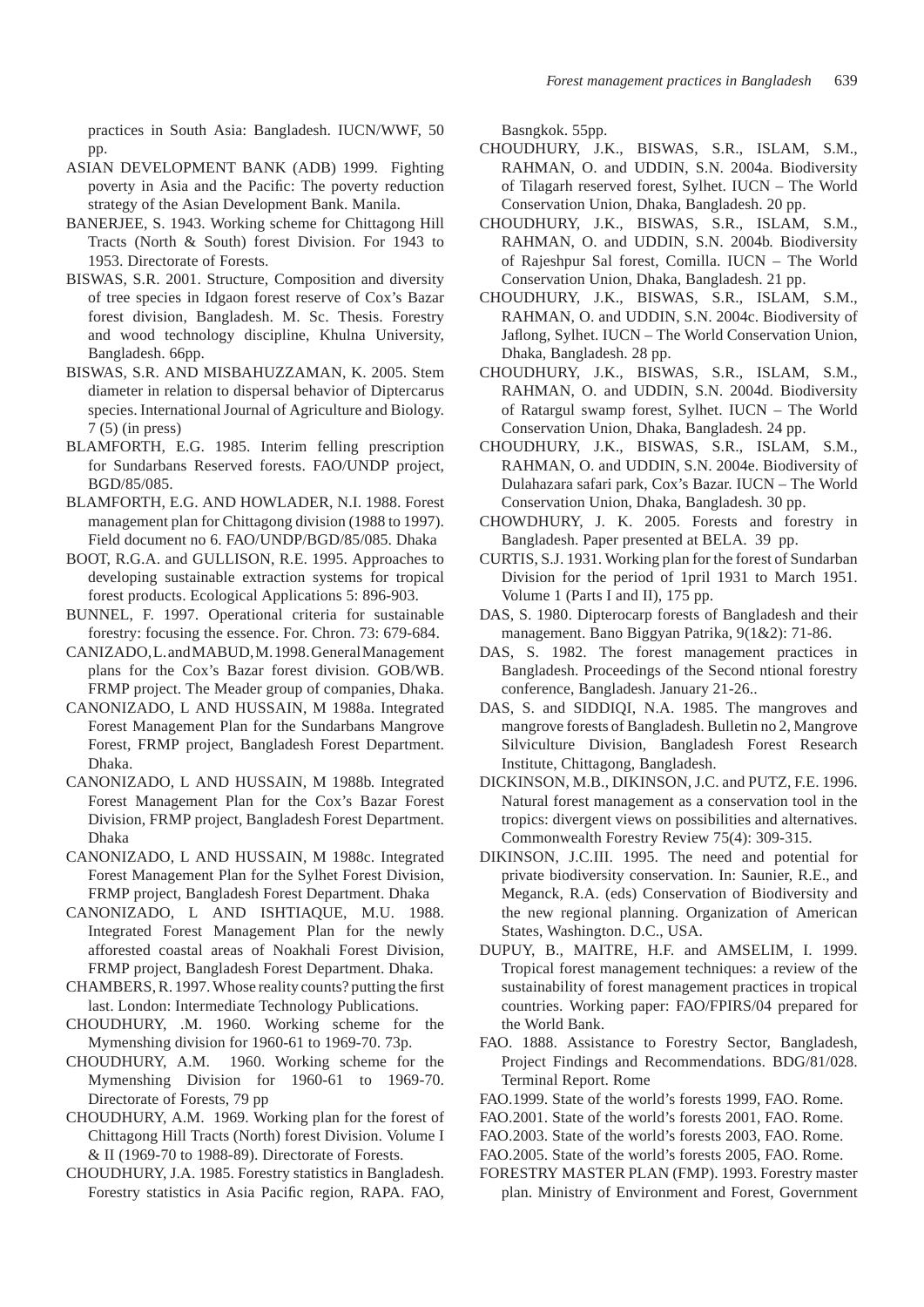practices in South Asia: Bangladesh. IUCN/WWF, 50 pp.

ASIAN DEVELOPMENT BANK (ADB) 1999. Fighting poverty in Asia and the Pacific: The poverty reduction strategy of the Asian Development Bank. Manila.

BANERJEE, S. 1943. Working scheme for Chittagong Hill Tracts (North & South) forest Division. For 1943 to 1953. Directorate of Forests.

BISWAS, S.R. 2001. Structure, Composition and diversity of tree species in Idgaon forest reserve of Cox's Bazar forest division, Bangladesh. M. Sc. Thesis. Forestry and wood technology discipline, Khulna University, Bangladesh. 66pp.

BISWAS, S.R. AND MISBAHUZZAMAN, K. 2005. Stem diameter in relation to dispersal behavior of Diptercarus species. International Journal of Agriculture and Biology. 7 (5) (in press)

BLAMFORTH, E.G. 1985. Interim felling prescription for Sundarbans Reserved forests. FAO/UNDP project, BGD/85/085.

BLAMFORTH, E.G. AND HOWLADER, N.I. 1988. Forest management plan for Chittagong division (1988 to 1997). Field document no 6. FAO/UNDP/BGD/85/085. Dhaka

BOOT, R.G.A. and GULLISON, R.E. 1995. Approaches to developing sustainable extraction systems for tropical forest products. Ecological Applications 5: 896-903.

BUNNEL, F. 1997. Operational criteria for sustainable forestry: focusing the essence. For. Chron. 73: 679-684.

CANIZADO, L. and MABUD, M. 1998. General Management plans for the Cox's Bazar forest division. GOB/WB. FRMP project. The Meader group of companies, Dhaka.

CANONIZADO, L AND HUSSAIN, M 1988a. Integrated Forest Management Plan for the Sundarbans Mangrove Forest, FRMP project, Bangladesh Forest Department. Dhaka.

CANONIZADO, L AND HUSSAIN, M 1988b. Integrated Forest Management Plan for the Cox's Bazar Forest Division, FRMP project, Bangladesh Forest Department. Dhaka

CANONIZADO, L AND HUSSAIN, M 1988c. Integrated Forest Management Plan for the Sylhet Forest Division, FRMP project, Bangladesh Forest Department. Dhaka

CANONIZADO, L AND ISHTIAQUE, M.U. 1988. Integrated Forest Management Plan for the newly afforested coastal areas of Noakhali Forest Division, FRMP project, Bangladesh Forest Department. Dhaka.

CHAMBERS, R. 1997. Whose reality counts? putting the first last. London: Intermediate Technology Publications.

CHOUDHURY, .M. 1960. Working scheme for the Mymenshing division for 1960-61 to 1969-70. 73p.

CHOUDHURY, A.M. 1960. Working scheme for the Mymenshing Division for 1960-61 to 1969-70. Directorate of Forests, 79 pp

CHOUDHURY, A.M. 1969. Working plan for the forest of Chittagong Hill Tracts (North) forest Division. Volume I & II (1969-70 to 1988-89). Directorate of Forests.

CHOUDHURY, J.A. 1985. Forestry statistics in Bangladesh. Forestry statistics in Asia Pacific region, RAPA. FAO, Basngkok. 55pp.

CHOUDHURY, J.K., BISWAS, S.R., ISLAM, S.M., RAHMAN, O. and UDDIN, S.N. 2004a. Biodiversity of Tilagarh reserved forest, Sylhet. IUCN – The World Conservation Union, Dhaka, Bangladesh. 20 pp.

CHOUDHURY, J.K., BISWAS, S.R., ISLAM, S.M., RAHMAN, O. and UDDIN, S.N. 2004b. Biodiversity of Rajeshpur Sal forest, Comilla. IUCN – The World Conservation Union, Dhaka, Bangladesh. 21 pp.

CHOUDHURY, J.K., BISWAS, S.R., ISLAM, S.M., RAHMAN, O. and UDDIN, S.N. 2004c. Biodiversity of Jaflong, Sylhet. IUCN – The World Conservation Union, Dhaka, Bangladesh. 28 pp.

CHOUDHURY, J.K., BISWAS, S.R., ISLAM, S.M., RAHMAN, O. and UDDIN, S.N. 2004d. Biodiversity of Ratargul swamp forest, Sylhet. IUCN – The World Conservation Union, Dhaka, Bangladesh. 24 pp.

CHOUDHURY, J.K., BISWAS, S.R., ISLAM, S.M., RAHMAN, O. and UDDIN, S.N. 2004e. Biodiversity of Dulahazara safari park, Cox's Bazar. IUCN – The World Conservation Union, Dhaka, Bangladesh. 30 pp.

CHOWDHURY, J. K. 2005. Forests and forestry in Bangladesh. Paper presented at BELA. 39 pp.

CURTIS, S.J. 1931. Working plan for the forest of Sundarban Division for the period of 1pril 1931 to March 1951. Volume 1 (Parts I and II), 175 pp.

DAS, S. 1980. Dipterocarp forests of Bangladesh and their management. Bano Biggyan Patrika, 9(1&2): 71-86.

DAS, S. 1982. The forest management practices in Bangladesh. Proceedings of the Second ntional forestry conference, Bangladesh. January 21-26..

DAS, S. and SIDDIQI, N.A. 1985. The mangroves and mangrove forests of Bangladesh. Bulletin no 2, Mangrove Silviculture Division, Bangladesh Forest Research Institute, Chittagong, Bangladesh.

DICKINSON, M.B., DIKINSON, J.C. and PUTZ, F.E. 1996. Natural forest management as a conservation tool in the tropics: divergent views on possibilities and alternatives. Commonwealth Forestry Review 75(4): 309-315.

DIKINSON, J.C.III. 1995. The need and potential for private biodiversity conservation. In: Saunier, R.E., and Meganck, R.A. (eds) Conservation of Biodiversity and the new regional planning. Organization of American States, Washington. D.C., USA.

DUPUY, B., MAITRE, H.F. and AMSELIM, I. 1999. Tropical forest management techniques: a review of the sustainability of forest management practices in tropical countries. Working paper: FAO/FPIRS/04 prepared for the World Bank.

FAO. 1888. Assistance to Forestry Sector, Bangladesh, Project Findings and Recommendations. BDG/81/028. Terminal Report. Rome

FAO.1999. State of the world's forests 1999, FAO. Rome.

FAO.2001. State of the world's forests 2001, FAO. Rome.

FAO.2003. State of the world's forests 2003, FAO. Rome.

FAO.2005. State of the world's forests 2005, FAO. Rome.

FORESTRY MASTER PLAN (FMP). 1993. Forestry master plan. Ministry of Environment and Forest, Government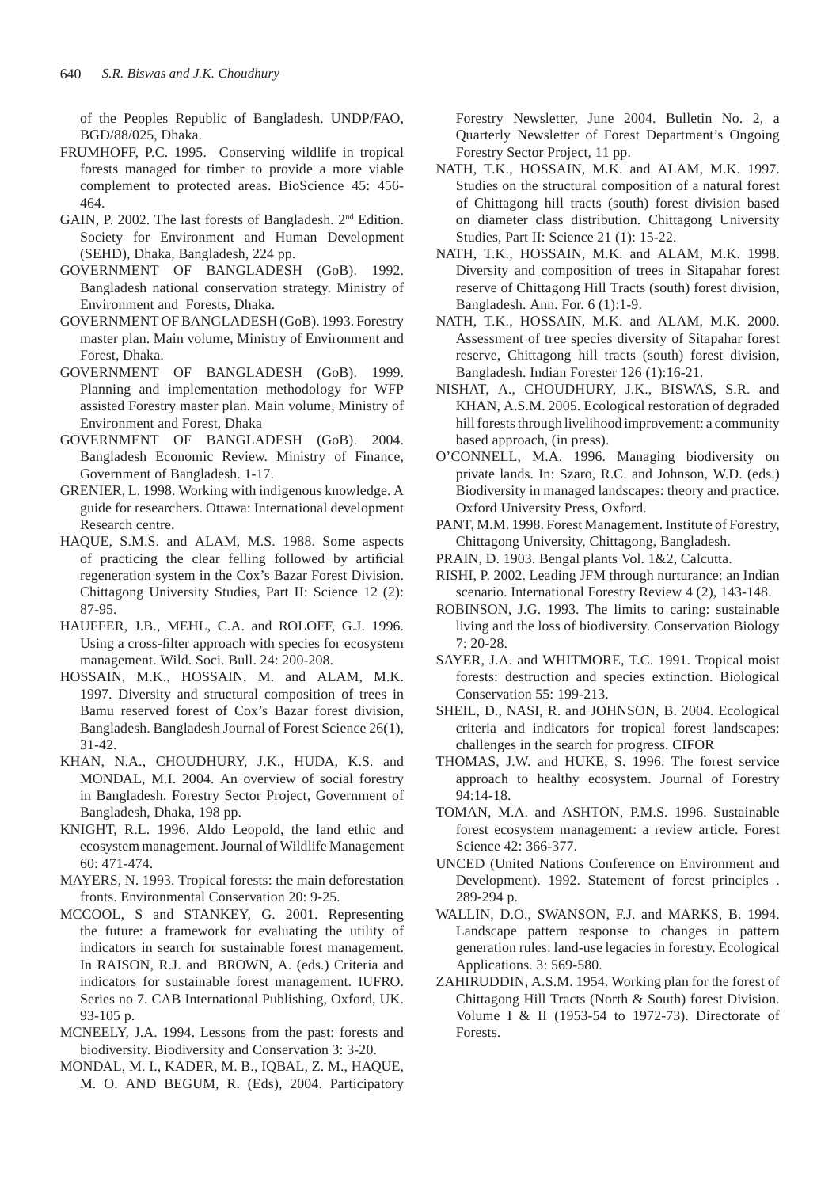of the Peoples Republic of Bangladesh. UNDP/FAO, BGD/88/025, Dhaka.

FRUMHOFF, P.C. 1995. Conserving wildlife in tropical forests managed for timber to provide a more viable complement to protected areas. BioScience 45: 456-464.

GAIN, P. 2002. The last forests of Bangladesh. 2nd Edition. Society for Environment and Human Development (SEHD), Dhaka, Bangladesh, 224 pp.

GOVERNMENT OF BANGLADESH (GoB). 1992. Bangladesh national conservation strategy. Ministry of Environment and Forests, Dhaka.

GOVERNMENT OF BANGLADESH (GoB). 1993. Forestry master plan. Main volume, Ministry of Environment and Forest, Dhaka.

GOVERNMENT OF BANGLADESH (GoB). 1999. Planning and implementation methodology for WFP assisted Forestry master plan. Main volume, Ministry of Environment and Forest, Dhaka

GOVERNMENT OF BANGLADESH (GoB). 2004. Bangladesh Economic Review. Ministry of Finance, Government of Bangladesh. 1-17.

GRENIER, L. 1998. Working with indigenous knowledge. A guide for researchers. Ottawa: International development Research centre.

HAQUE, S.M.S. and ALAM, M.S. 1988. Some aspects of practicing the clear felling followed by artificial regeneration system in the Cox's Bazar Forest Division. Chittagong University Studies, Part II: Science 12 (2): 87-95.

HAUFFER, J.B., MEHL, C.A. and ROLOFF, G.J. 1996. Using a cross-filter approach with species for ecosystem management. Wild. Soci. Bull. 24: 200-208.

HOSSAIN, M.K., HOSSAIN, M. and ALAM, M.K. 1997. Diversity and structural composition of trees in Bamu reserved forest of Cox's Bazar forest division, Bangladesh. Bangladesh Journal of Forest Science 26(1), 31-42.

KHAN, N.A., CHOUDHURY, J.K., HUDA, K.S. and MONDAL, M.I. 2004. An overview of social forestry in Bangladesh. Forestry Sector Project, Government of Bangladesh, Dhaka, 198 pp.

KNIGHT, R.L. 1996. Aldo Leopold, the land ethic and ecosystem management. Journal of Wildlife Management 60: 471-474.

MAYERS, N. 1993. Tropical forests: the main deforestation fronts. Environmental Conservation 20: 9-25.

MCCOOL, S and STANKEY, G. 2001. Representing the future: a framework for evaluating the utility of indicators in search for sustainable forest management. In RAISON, R.J. and BROWN, A. (eds.) Criteria and indicators for sustainable forest management. IUFRO. Series no 7. CAB International Publishing, Oxford, UK. 93-105 p.

MCNEELY, J.A. 1994. Lessons from the past: forests and biodiversity. Biodiversity and Conservation 3: 3-20.

MONDAL, M. I., KADER, M. B., IQBAL, Z. M., HAQUE, M. O. AND BEGUM, R. (Eds), 2004. Participatory Forestry Newsletter, June 2004. Bulletin No. 2, a Quarterly Newsletter of Forest Department's Ongoing Forestry Sector Project, 11 pp.

NATH, T.K., HOSSAIN, M.K. and ALAM, M.K. 1997. Studies on the structural composition of a natural forest of Chittagong hill tracts (south) forest division based on diameter class distribution. Chittagong University Studies, Part II: Science 21 (1): 15-22.

NATH, T.K., HOSSAIN, M.K. and ALAM, M.K. 1998. Diversity and composition of trees in Sitapahar forest reserve of Chittagong Hill Tracts (south) forest division, Bangladesh. Ann. For. 6 (1):1-9.

NATH, T.K., HOSSAIN, M.K. and ALAM, M.K. 2000. Assessment of tree species diversity of Sitapahar forest reserve, Chittagong hill tracts (south) forest division, Bangladesh. Indian Forester 126 (1):16-21.

NISHAT, A., CHOUDHURY, J.K., BISWAS, S.R. and KHAN, A.S.M. 2005. Ecological restoration of degraded hill forests through livelihood improvement: a community based approach, (in press).

O'CONNELL, M.A. 1996. Managing biodiversity on private lands. In: Szaro, R.C. and Johnson, W.D. (eds.) Biodiversity in managed landscapes: theory and practice. Oxford University Press, Oxford.

PANT, M.M. 1998. Forest Management. Institute of Forestry, Chittagong University, Chittagong, Bangladesh.

PRAIN, D. 1903. Bengal plants Vol. 1&2, Calcutta.

RISHI, P. 2002. Leading JFM through nurturance: an Indian scenario. International Forestry Review 4 (2), 143-148.

ROBINSON, J.G. 1993. The limits to caring: sustainable living and the loss of biodiversity. Conservation Biology 7: 20-28.

SAYER, J.A. and WHITMORE, T.C. 1991. Tropical moist forests: destruction and species extinction. Biological Conservation 55: 199-213.

SHEIL, D., NASI, R. and JOHNSON, B. 2004. Ecological criteria and indicators for tropical forest landscapes: challenges in the search for progress. CIFOR

THOMAS, J.W. and HUKE, S. 1996. The forest service approach to healthy ecosystem. Journal of Forestry 94:14-18.

TOMAN, M.A. and ASHTON, P.M.S. 1996. Sustainable forest ecosystem management: a review article. Forest Science 42: 366-377.

UNCED (United Nations Conference on Environment and Development). 1992. Statement of forest principles . 289-294 p.

WALLIN, D.O., SWANSON, F.J. and MARKS, B. 1994. Landscape pattern response to changes in pattern generation rules: land-use legacies in forestry. Ecological Applications. 3: 569-580.

ZAHIRUDDIN, A.S.M. 1954. Working plan for the forest of Chittagong Hill Tracts (North & South) forest Division. Volume I & II (1953-54 to 1972-73). Directorate of Forests.